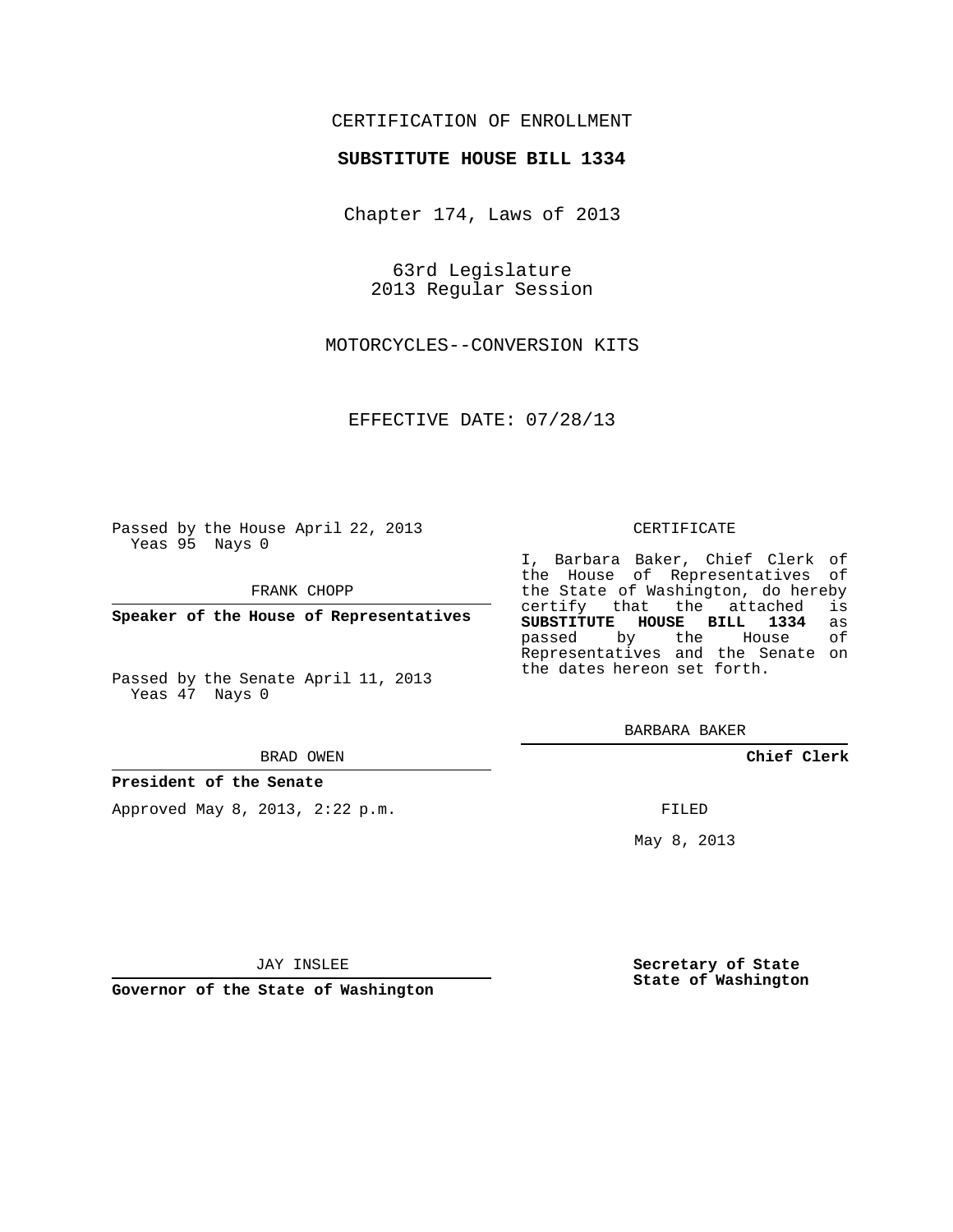CERTIFICATION OF ENROLLMENT

**SUBSTITUTE HOUSE BILL 1334**

Chapter 174, Laws of 2013

63rd Legislature
2013 Regular Session

MOTORCYCLES--CONVERSION KITS

EFFECTIVE DATE: 07/28/13

Passed by the House April 22, 2013
Yeas 95 Nays 0

FRANK CHOPP

**Speaker of the House of Representatives**

Passed by the Senate April 11, 2013
Yeas 47 Nays 0

BRAD OWEN

**President of the Senate**

Approved May 8, 2013, 2:22 p.m.

JAY INSLEE

**Governor of the State of Washington**

CERTIFICATE

I, Barbara Baker, Chief Clerk of the House of Representatives of the State of Washington, do hereby certify that the attached is **SUBSTITUTE HOUSE BILL 1334** as passed by the House of Representatives and the Senate on the dates hereon set forth.

BARBARA BAKER

**Chief Clerk**

FILED

May 8, 2013

**Secretary of State**
**State of Washington**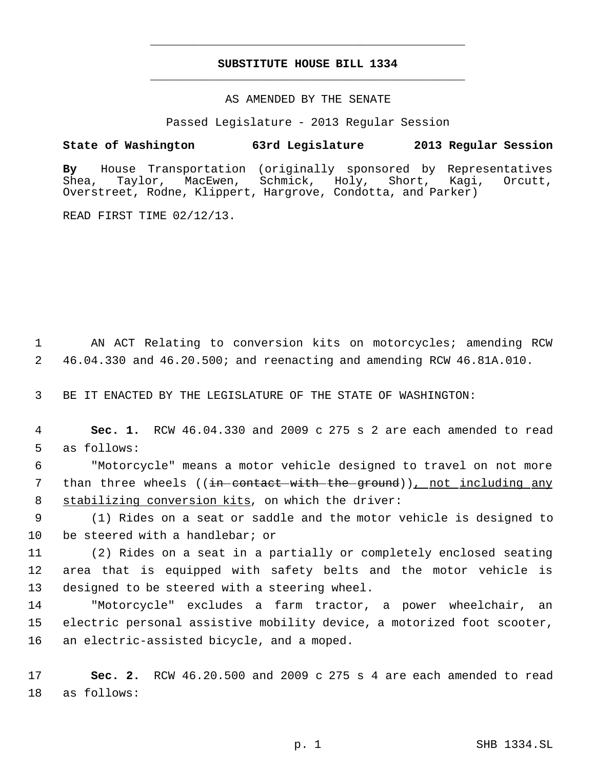# SUBSTITUTE HOUSE BILL 1334

AS AMENDED BY THE SENATE

Passed Legislature - 2013 Regular Session

**State of Washington 63rd Legislature 2013 Regular Session**

**By** House Transportation (originally sponsored by Representatives Shea, Taylor, MacEwen, Schmick, Holy, Short, Kagi, Orcutt, Overstreet, Rodne, Klippert, Hargrove, Condotta, and Parker)

READ FIRST TIME 02/12/13.

AN ACT Relating to conversion kits on motorcycles; amending RCW 46.04.330 and 46.20.500; and reenacting and amending RCW 46.81A.010.

BE IT ENACTED BY THE LEGISLATURE OF THE STATE OF WASHINGTON:

**Sec. 1.** RCW 46.04.330 and 2009 c 275 s 2 are each amended to read as follows:

"Motorcycle" means a motor vehicle designed to travel on not more than three wheels ((~~in contact with the ground~~)), not including any stabilizing conversion kits, on which the driver:

(1) Rides on a seat or saddle and the motor vehicle is designed to be steered with a handlebar; or

(2) Rides on a seat in a partially or completely enclosed seating area that is equipped with safety belts and the motor vehicle is designed to be steered with a steering wheel.

"Motorcycle" excludes a farm tractor, a power wheelchair, an electric personal assistive mobility device, a motorized foot scooter, an electric-assisted bicycle, and a moped.

**Sec. 2.** RCW 46.20.500 and 2009 c 275 s 4 are each amended to read as follows: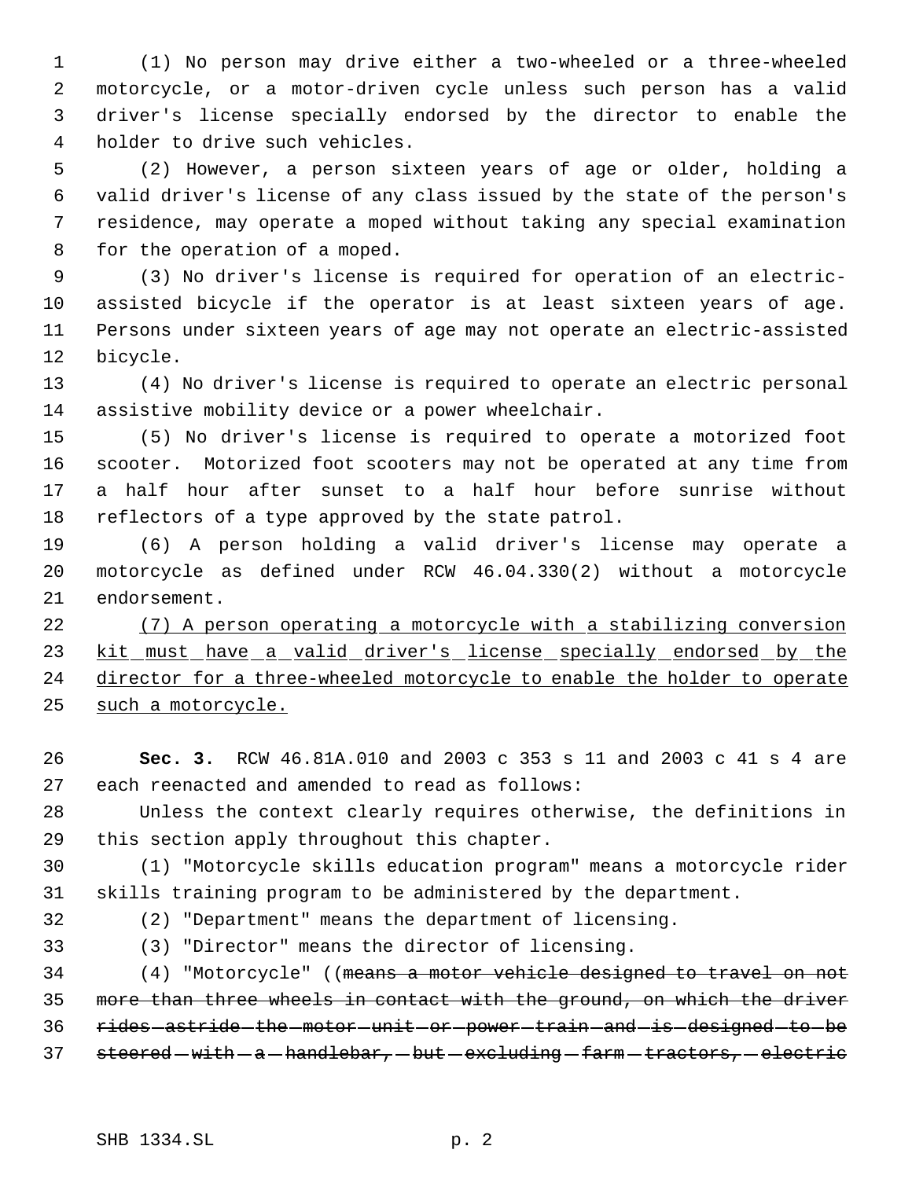(1) No person may drive either a two-wheeled or a three-wheeled motorcycle, or a motor-driven cycle unless such person has a valid driver's license specially endorsed by the director to enable the holder to drive such vehicles.

(2) However, a person sixteen years of age or older, holding a valid driver's license of any class issued by the state of the person's residence, may operate a moped without taking any special examination for the operation of a moped.

(3) No driver's license is required for operation of an electric-assisted bicycle if the operator is at least sixteen years of age. Persons under sixteen years of age may not operate an electric-assisted bicycle.

(4) No driver's license is required to operate an electric personal assistive mobility device or a power wheelchair.

(5) No driver's license is required to operate a motorized foot scooter. Motorized foot scooters may not be operated at any time from a half hour after sunset to a half hour before sunrise without reflectors of a type approved by the state patrol.

(6) A person holding a valid driver's license may operate a motorcycle as defined under RCW 46.04.330(2) without a motorcycle endorsement.

<u>(7) A person operating a motorcycle with a stabilizing conversion kit must have a valid driver's license specially endorsed by the director for a three-wheeled motorcycle to enable the holder to operate such a motorcycle.</u>

**Sec. 3.** RCW 46.81A.010 and 2003 c 353 s 11 and 2003 c 41 s 4 are each reenacted and amended to read as follows:

Unless the context clearly requires otherwise, the definitions in this section apply throughout this chapter.

(1) "Motorcycle skills education program" means a motorcycle rider skills training program to be administered by the department.

(2) "Department" means the department of licensing.

(3) "Director" means the director of licensing.

(4) "Motorcycle" ((~~means a motor vehicle designed to travel on not more than three wheels in contact with the ground, on which the driver rides astride the motor unit or power train and is designed to be steered with a handlebar, but excluding farm tractors, electric~~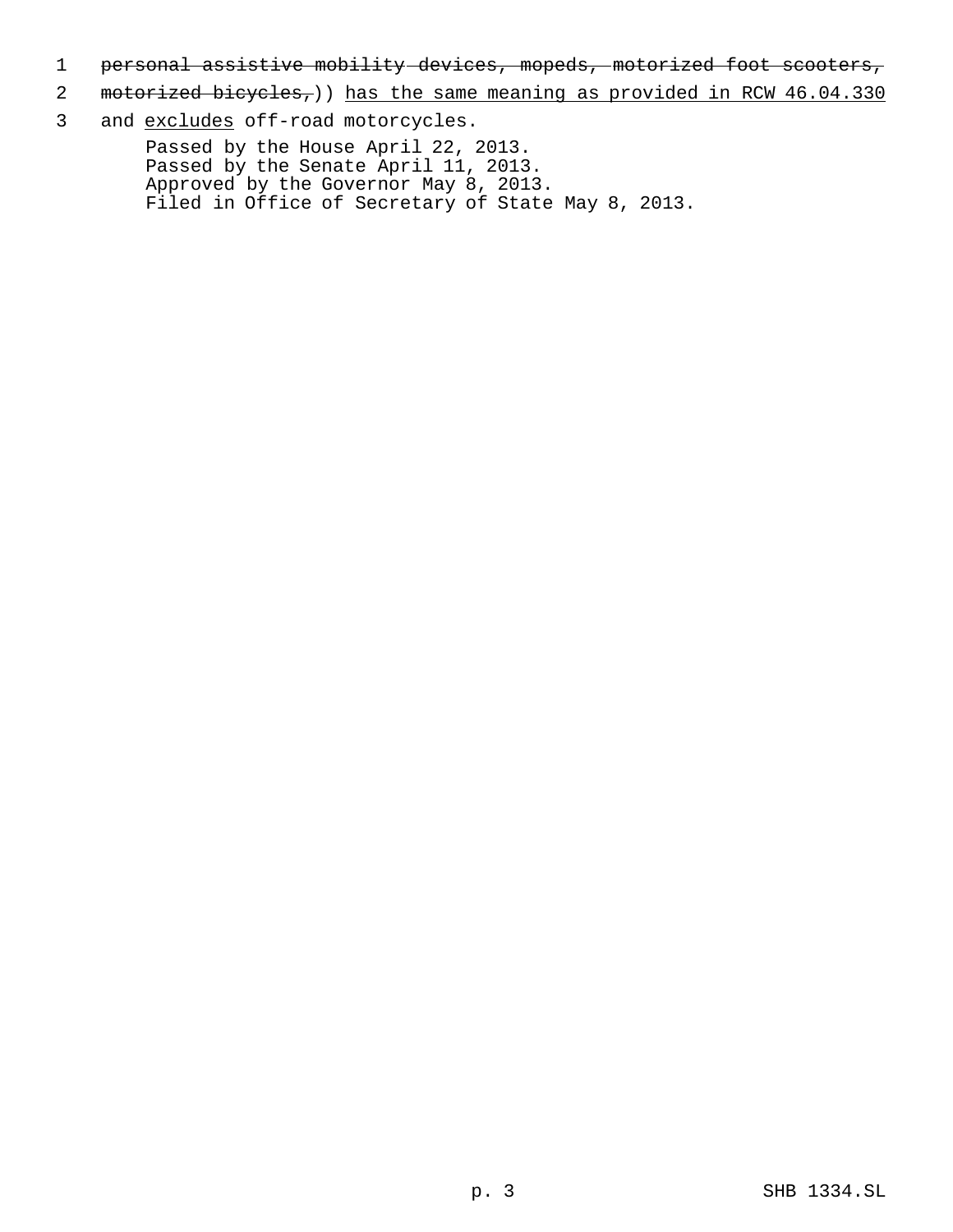~~personal assistive mobility devices, mopeds, motorized foot scooters, motorized bicycles,~~)) has the same meaning as provided in RCW 46.04.330 and excludes off-road motorcycles.

Passed by the House April 22, 2013.
Passed by the Senate April 11, 2013.
Approved by the Governor May 8, 2013.
Filed in Office of Secretary of State May 8, 2013.